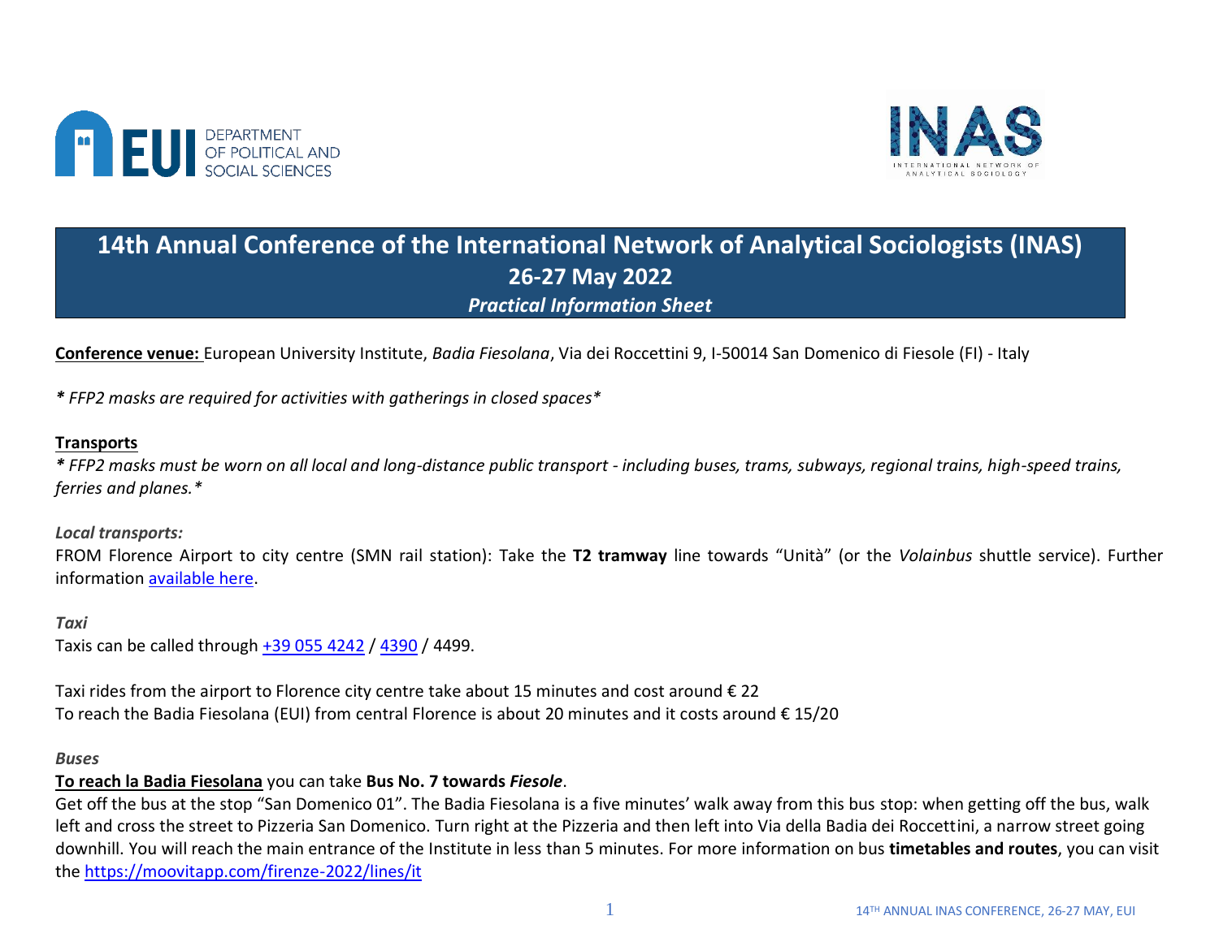# 14th Annual Conference of the International Network of Analytical Sociologists (INAS)

## 26-27 May 2022

### *Practical Information Sheet*

**Conference venue:** European University Institute, *Badia Fiesolana*, Via dei Roccettini 9, I-50014 San Domenico di Fiesole (FI) - Italy

*\* FFP2 masks are required for activities with gatherings in closed spaces\**

**Transports**

*\* FFP2 masks must be worn on all local and long-distance public transport - including buses, trams, subways, regional trains, high-speed trains, ferries and planes.\**

*Local transports:*

FROM Florence Airport to city centre (SMN rail station): Take the **T2 tramway** line towards "Unità" (or the *Volainbus* shuttle service). Further information available here.

*Taxi*

Taxis can be called through +39 055 4242 / 4390 / 4499.

Taxi rides from the airport to Florence city centre take about 15 minutes and cost around € 22
To reach the Badia Fiesolana (EUI) from central Florence is about 20 minutes and it costs around € 15/20

*Buses*

**To reach la Badia Fiesolana** you can take **Bus No. 7 towards *Fiesole***.

Get off the bus at the stop "San Domenico 01". The Badia Fiesolana is a five minutes' walk away from this bus stop: when getting off the bus, walk left and cross the street to Pizzeria San Domenico. Turn right at the Pizzeria and then left into Via della Badia dei Roccettini, a narrow street going downhill. You will reach the main entrance of the Institute in less than 5 minutes. For more information on bus **timetables and routes**, you can visit the https://moovitapp.com/firenze-2022/lines/it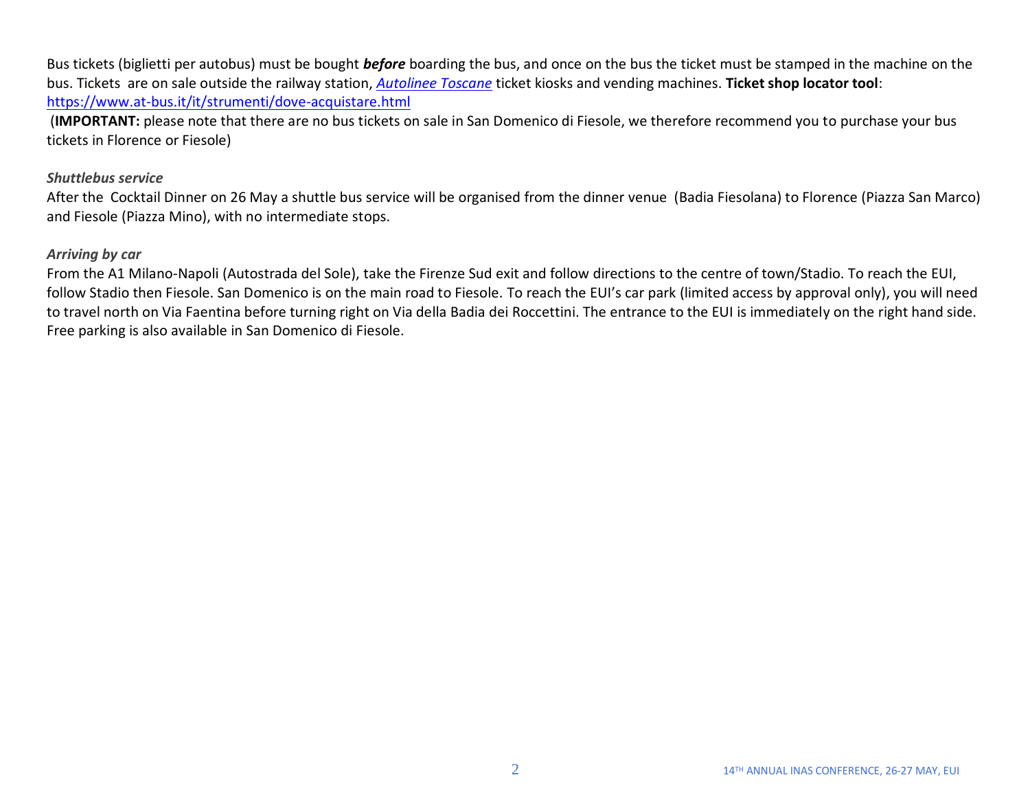Bus tickets (biglietti per autobus) must be bought ***before*** boarding the bus, and once on the bus the ticket must be stamped in the machine on the bus. Tickets are on sale outside the railway station, *Autolinee Toscane* ticket kiosks and vending machines. **Ticket shop locator tool**: https://www.at-bus.it/it/strumenti/dove-acquistare.html

(**IMPORTANT:** please note that there are no bus tickets on sale in San Domenico di Fiesole, we therefore recommend you to purchase your bus tickets in Florence or Fiesole)

***Shuttlebus service***

After the Cocktail Dinner on 26 May a shuttle bus service will be organised from the dinner venue (Badia Fiesolana) to Florence (Piazza San Marco) and Fiesole (Piazza Mino), with no intermediate stops.

***Arriving by car***

From the A1 Milano-Napoli (Autostrada del Sole), take the Firenze Sud exit and follow directions to the centre of town/Stadio. To reach the EUI, follow Stadio then Fiesole. San Domenico is on the main road to Fiesole. To reach the EUI's car park (limited access by approval only), you will need to travel north on Via Faentina before turning right on Via della Badia dei Roccettini. The entrance to the EUI is immediately on the right hand side. Free parking is also available in San Domenico di Fiesole.